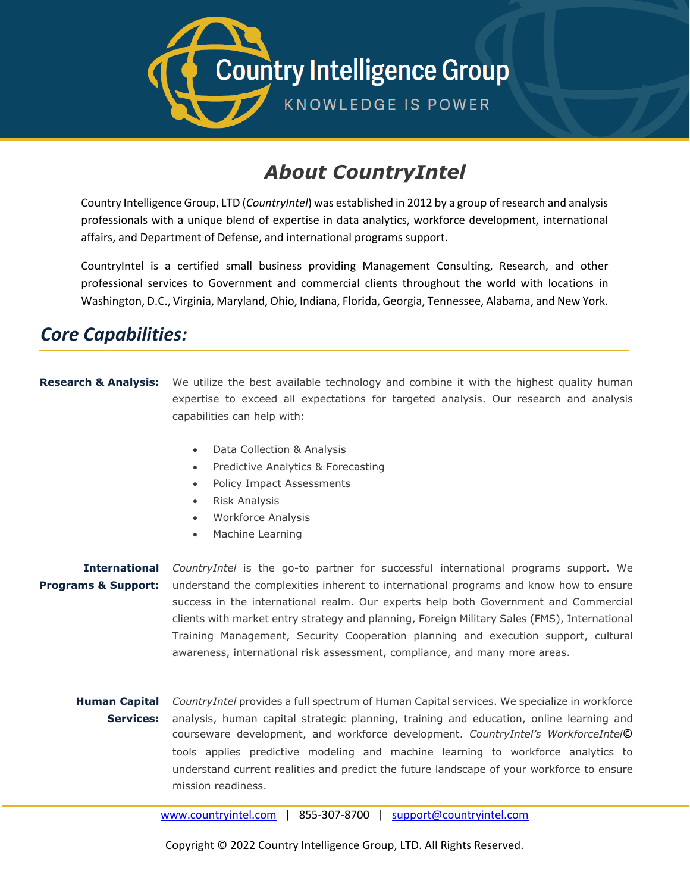# Country Intelligence Group

KNOWLEDGE IS POWER

## *About CountryIntel*

Country Intelligence Group, LTD (*CountryIntel*) was established in 2012 by a group of research and analysis professionals with a unique blend of expertise in data analytics, workforce development, international affairs, and Department of Defense, and international programs support.

CountryIntel is a certified small business providing Management Consulting, Research, and other professional services to Government and commercial clients throughout the world with locations in Washington, D.C., Virginia, Maryland, Ohio, Indiana, Florida, Georgia, Tennessee, Alabama, and New York.

## *Core Capabilities:*

**Research & Analysis:** We utilize the best available technology and combine it with the highest quality human expertise to exceed all expectations for targeted analysis. Our research and analysis capabilities can help with:

- Data Collection & Analysis
- Predictive Analytics & Forecasting
- Policy Impact Assessments
- Risk Analysis
- Workforce Analysis
- Machine Learning

**International Programs & Support:** *CountryIntel* is the go-to partner for successful international programs support. We understand the complexities inherent to international programs and know how to ensure success in the international realm. Our experts help both Government and Commercial clients with market entry strategy and planning, Foreign Military Sales (FMS), International Training Management, Security Cooperation planning and execution support, cultural awareness, international risk assessment, compliance, and many more areas.

**Human Capital Services:** *CountryIntel* provides a full spectrum of Human Capital services. We specialize in workforce analysis, human capital strategic planning, training and education, online learning and courseware development, and workforce development. *CountryIntel's WorkforceIntel*© tools applies predictive modeling and machine learning to workforce analytics to understand current realities and predict the future landscape of your workforce to ensure mission readiness.

www.countryintel.com | 855-307-8700 | support@countryintel.com

Copyright © 2022 Country Intelligence Group, LTD. All Rights Reserved.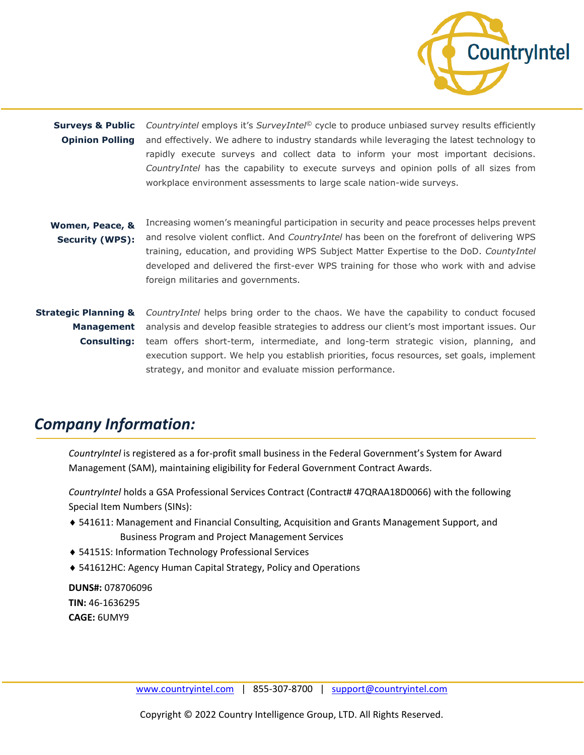**Surveys & Public Opinion Polling**

*Countryintel* employs it's *SurveyIntel*© cycle to produce unbiased survey results efficiently and effectively. We adhere to industry standards while leveraging the latest technology to rapidly execute surveys and collect data to inform your most important decisions. *CountryIntel* has the capability to execute surveys and opinion polls of all sizes from workplace environment assessments to large scale nation-wide surveys.

**Women, Peace, & Security (WPS):**

Increasing women's meaningful participation in security and peace processes helps prevent and resolve violent conflict. And *CountryIntel* has been on the forefront of delivering WPS training, education, and providing WPS Subject Matter Expertise to the DoD. *CountyIntel* developed and delivered the first-ever WPS training for those who work with and advise foreign militaries and governments.

**Strategic Planning & Management Consulting:**

*CountryIntel* helps bring order to the chaos. We have the capability to conduct focused analysis and develop feasible strategies to address our client's most important issues. Our team offers short-term, intermediate, and long-term strategic vision, planning, and execution support. We help you establish priorities, focus resources, set goals, implement strategy, and monitor and evaluate mission performance.

## *Company Information:*

*CountryIntel* is registered as a for-profit small business in the Federal Government's System for Award Management (SAM), maintaining eligibility for Federal Government Contract Awards.

*CountryIntel* holds a GSA Professional Services Contract (Contract# 47QRAA18D0066) with the following Special Item Numbers (SINs):

- 541611: Management and Financial Consulting, Acquisition and Grants Management Support, and Business Program and Project Management Services
- 54151S: Information Technology Professional Services
- 541612HC: Agency Human Capital Strategy, Policy and Operations

**DUNS#:** 078706096
**TIN:** 46-1636295
**CAGE:** 6UMY9

www.countryintel.com | 855-307-8700 | support@countryintel.com

Copyright © 2022 Country Intelligence Group, LTD. All Rights Reserved.